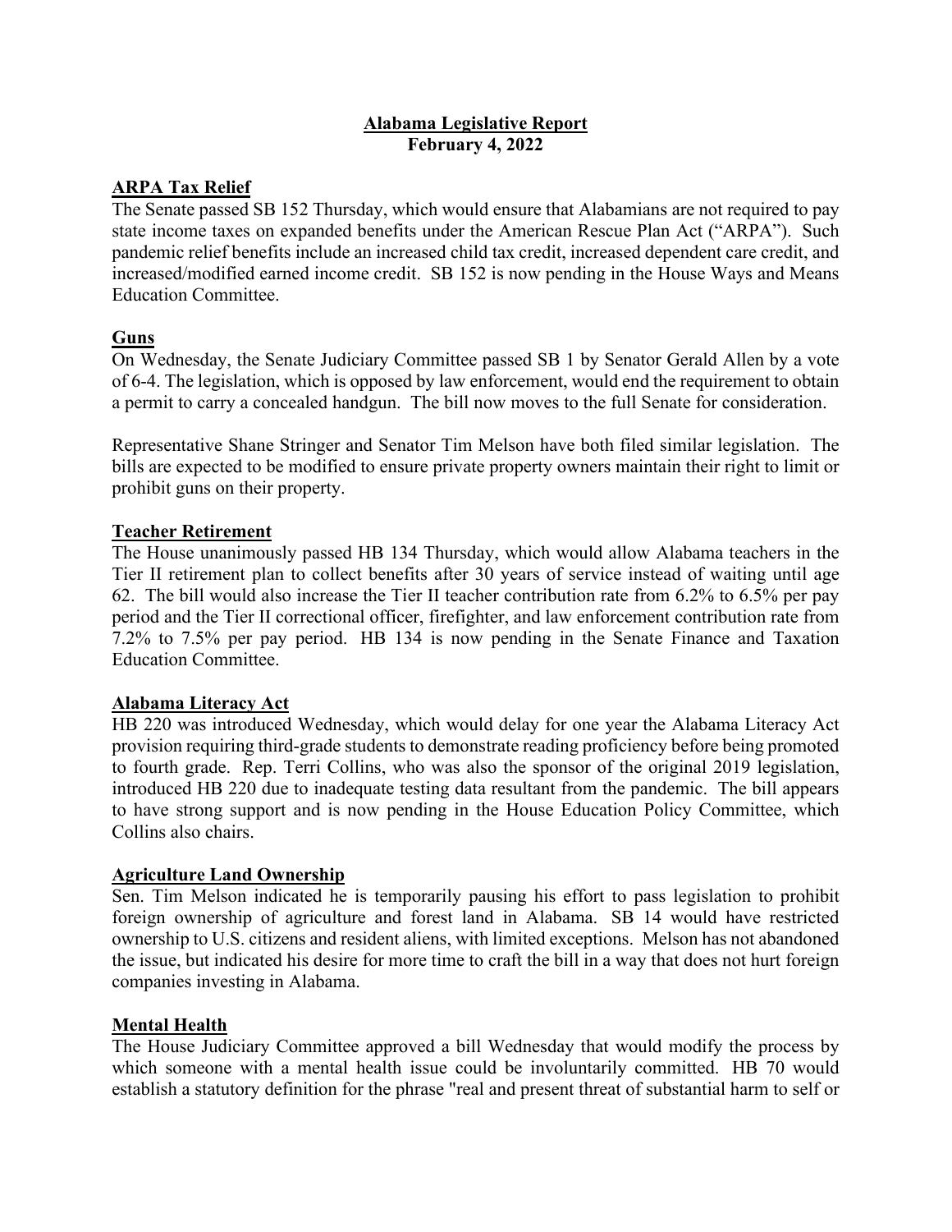**Alabama Legislative Report**
**February 4, 2022**

## ARPA Tax Relief

The Senate passed SB 152 Thursday, which would ensure that Alabamians are not required to pay state income taxes on expanded benefits under the American Rescue Plan Act ("ARPA"). Such pandemic relief benefits include an increased child tax credit, increased dependent care credit, and increased/modified earned income credit. SB 152 is now pending in the House Ways and Means Education Committee.

## Guns

On Wednesday, the Senate Judiciary Committee passed SB 1 by Senator Gerald Allen by a vote of 6-4. The legislation, which is opposed by law enforcement, would end the requirement to obtain a permit to carry a concealed handgun. The bill now moves to the full Senate for consideration.

Representative Shane Stringer and Senator Tim Melson have both filed similar legislation. The bills are expected to be modified to ensure private property owners maintain their right to limit or prohibit guns on their property.

## Teacher Retirement

The House unanimously passed HB 134 Thursday, which would allow Alabama teachers in the Tier II retirement plan to collect benefits after 30 years of service instead of waiting until age 62. The bill would also increase the Tier II teacher contribution rate from 6.2% to 6.5% per pay period and the Tier II correctional officer, firefighter, and law enforcement contribution rate from 7.2% to 7.5% per pay period. HB 134 is now pending in the Senate Finance and Taxation Education Committee.

## Alabama Literacy Act

HB 220 was introduced Wednesday, which would delay for one year the Alabama Literacy Act provision requiring third-grade students to demonstrate reading proficiency before being promoted to fourth grade. Rep. Terri Collins, who was also the sponsor of the original 2019 legislation, introduced HB 220 due to inadequate testing data resultant from the pandemic. The bill appears to have strong support and is now pending in the House Education Policy Committee, which Collins also chairs.

## Agriculture Land Ownership

Sen. Tim Melson indicated he is temporarily pausing his effort to pass legislation to prohibit foreign ownership of agriculture and forest land in Alabama. SB 14 would have restricted ownership to U.S. citizens and resident aliens, with limited exceptions. Melson has not abandoned the issue, but indicated his desire for more time to craft the bill in a way that does not hurt foreign companies investing in Alabama.

## Mental Health

The House Judiciary Committee approved a bill Wednesday that would modify the process by which someone with a mental health issue could be involuntarily committed. HB 70 would establish a statutory definition for the phrase "real and present threat of substantial harm to self or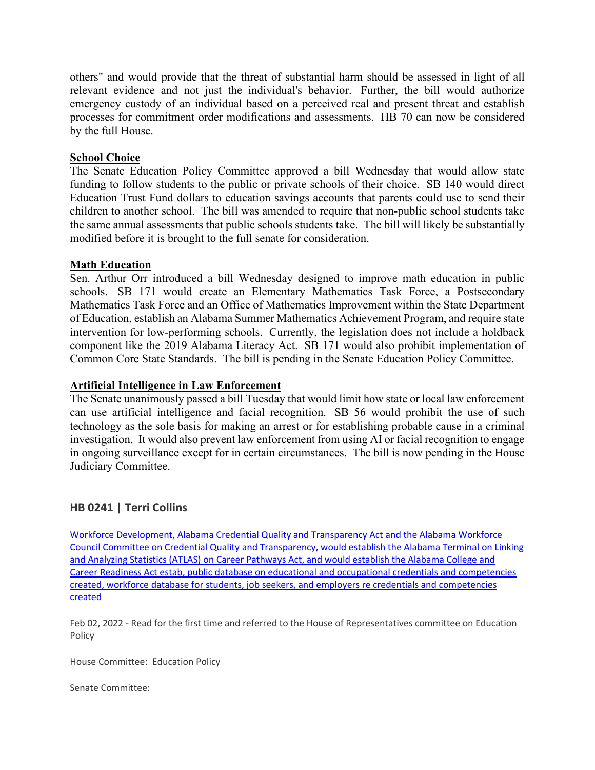others" and would provide that the threat of substantial harm should be assessed in light of all relevant evidence and not just the individual's behavior. Further, the bill would authorize emergency custody of an individual based on a perceived real and present threat and establish processes for commitment order modifications and assessments. HB 70 can now be considered by the full House.

**School Choice**

The Senate Education Policy Committee approved a bill Wednesday that would allow state funding to follow students to the public or private schools of their choice. SB 140 would direct Education Trust Fund dollars to education savings accounts that parents could use to send their children to another school. The bill was amended to require that non-public school students take the same annual assessments that public schools students take. The bill will likely be substantially modified before it is brought to the full senate for consideration.

**Math Education**

Sen. Arthur Orr introduced a bill Wednesday designed to improve math education in public schools. SB 171 would create an Elementary Mathematics Task Force, a Postsecondary Mathematics Task Force and an Office of Mathematics Improvement within the State Department of Education, establish an Alabama Summer Mathematics Achievement Program, and require state intervention for low-performing schools. Currently, the legislation does not include a holdback component like the 2019 Alabama Literacy Act. SB 171 would also prohibit implementation of Common Core State Standards. The bill is pending in the Senate Education Policy Committee.

**Artificial Intelligence in Law Enforcement**

The Senate unanimously passed a bill Tuesday that would limit how state or local law enforcement can use artificial intelligence and facial recognition. SB 56 would prohibit the use of such technology as the sole basis for making an arrest or for establishing probable cause in a criminal investigation. It would also prevent law enforcement from using AI or facial recognition to engage in ongoing surveillance except for in certain circumstances. The bill is now pending in the House Judiciary Committee.

### HB 0241 | Terri Collins

Workforce Development, Alabama Credential Quality and Transparency Act and the Alabama Workforce Council Committee on Credential Quality and Transparency, would establish the Alabama Terminal on Linking and Analyzing Statistics (ATLAS) on Career Pathways Act, and would establish the Alabama College and Career Readiness Act estab, public database on educational and occupational credentials and competencies created, workforce database for students, job seekers, and employers re credentials and competencies created

Feb 02, 2022 - Read for the first time and referred to the House of Representatives committee on Education Policy

House Committee: Education Policy

Senate Committee: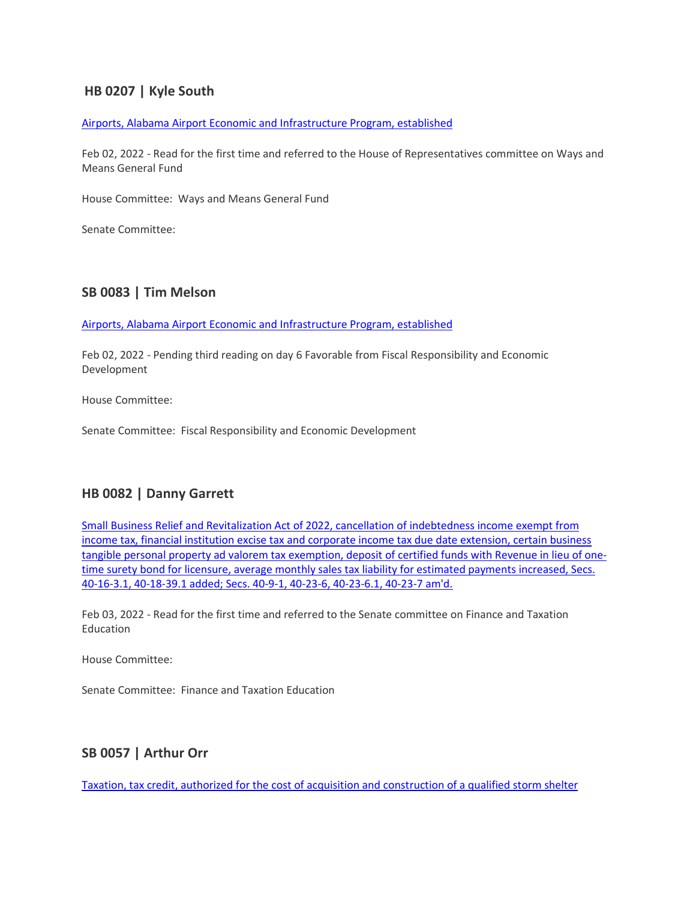## HB 0207 | Kyle South

[Airports, Alabama Airport Economic and Infrastructure Program, established]

Feb 02, 2022 - Read for the first time and referred to the House of Representatives committee on Ways and Means General Fund

House Committee: Ways and Means General Fund

Senate Committee:

## SB 0083 | Tim Melson

[Airports, Alabama Airport Economic and Infrastructure Program, established]

Feb 02, 2022 - Pending third reading on day 6 Favorable from Fiscal Responsibility and Economic Development

House Committee:

Senate Committee: Fiscal Responsibility and Economic Development

## HB 0082 | Danny Garrett

[Small Business Relief and Revitalization Act of 2022, cancellation of indebtedness income exempt from income tax, financial institution excise tax and corporate income tax due date extension, certain business tangible personal property ad valorem tax exemption, deposit of certified funds with Revenue in lieu of one-time surety bond for licensure, average monthly sales tax liability for estimated payments increased, Secs. 40-16-3.1, 40-18-39.1 added; Secs. 40-9-1, 40-23-6, 40-23-6.1, 40-23-7 am'd.]

Feb 03, 2022 - Read for the first time and referred to the Senate committee on Finance and Taxation Education

House Committee:

Senate Committee: Finance and Taxation Education

## SB 0057 | Arthur Orr

[Taxation, tax credit, authorized for the cost of acquisition and construction of a qualified storm shelter]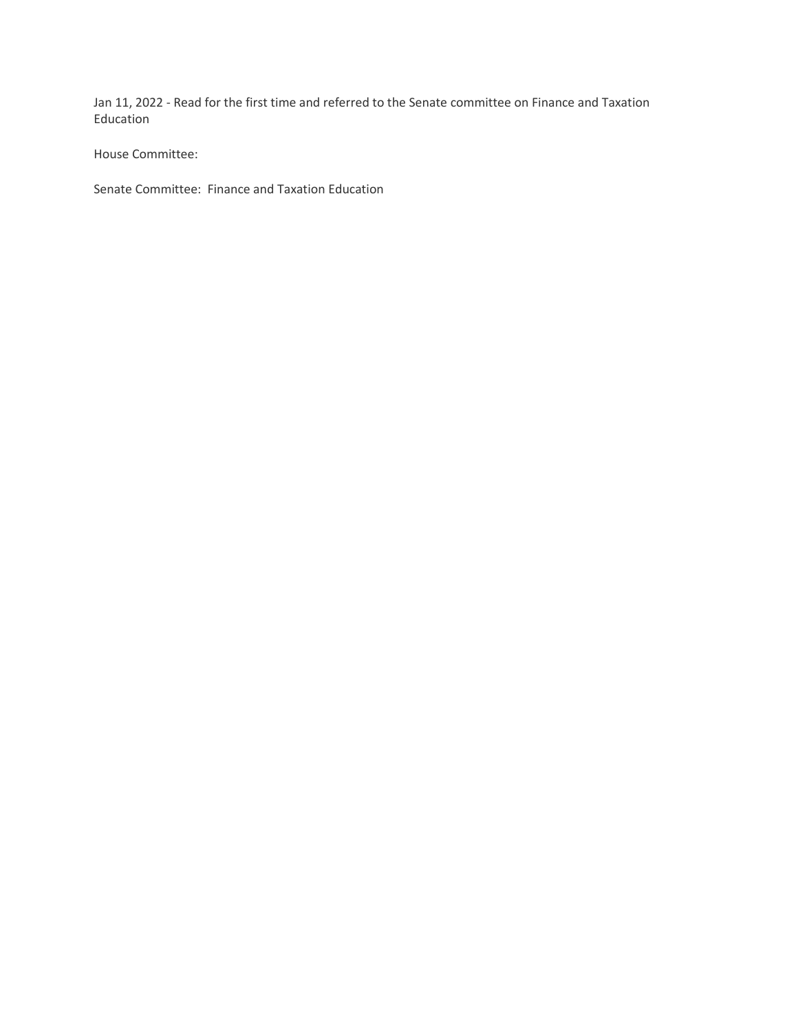Jan 11, 2022 - Read for the first time and referred to the Senate committee on Finance and Taxation Education

House Committee:

Senate Committee: Finance and Taxation Education